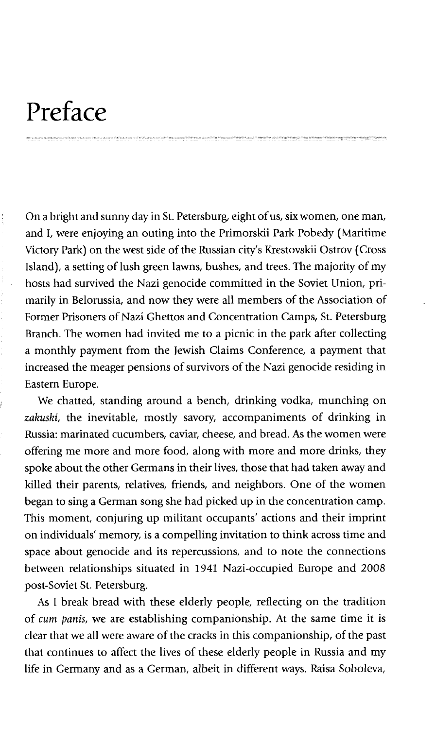# Preface

On a bright and sunny day in St. Petersburg, eight of us, six women, one man, and I, were enjoying an outing into the Primorskii Park Pobedy (Maritime Victory Park) on the west side of the Russian city's Krestovskii Ostrov (Cross Island), a setting of lush green lawns, bushes, and trees. The majority of my hosts had survived the Nazi genocide committed in the Soviet Union, primarily in Belorussia, and now they were all members of the Association of Former Prisoners of Nazi Ghettos and Concentration Camps, St. Petersburg Branch. The women had invited me to a picnic in the park after collecting a monthly payment from the Jewish Claims Conference, a payment that increased the meager pensions of survivors of the Nazi genocide residing in Eastern Europe.

We chatted, standing around a bench, drinking vodka, munching on *zakuski*, the inevitable, mostly savory, accompaniments of drinking in Russia: marinated cucumbers, caviar, cheese, and bread. As the women were offering me more and more food, along with more and more drinks, they spoke about the other Germans in their lives, those that had taken away and killed their parents, relatives, friends, and neighbors. One of the women began to sing a German song she had picked up in the concentration camp. This moment, conjuring up militant occupants' actions and their imprint on individuals' memory, is a compelling invitation to think across time and space about genocide and its repercussions, and to note the connections between relationships situated in 1941 Nazi-occupied Europe and 2008 post-Soviet St. Petersburg.

As I break bread with these elderly people, reflecting on the tradition of *cum panis*, we are establishing companionship. At the same time it is clear that we all were aware of the cracks in this companionship, of the past that continues to affect the lives of these elderly people in Russia and my life in Germany and as a German, albeit in different ways. Raisa Soboleva,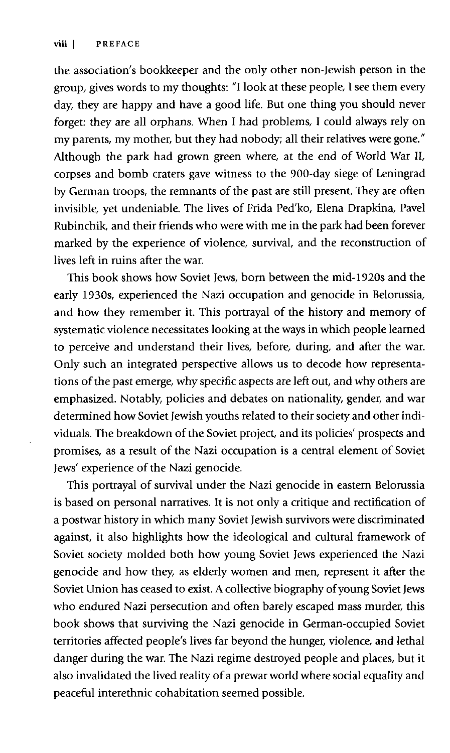the association's bookkeeper and the only other non-Jewish person in the group, gives words to my thoughts: "I look at these people, I see them every day, they are happy and have a good life. But one thing you should never forget: they are all orphans. When I had problems, I could always rely on my parents, my mother, but they had nobody; all their relatives were gone." Although the park had grown green where, at the end of World War II, corpses and bomb craters gave witness to the 900-day siege of Leningrad by German troops, the remnants of the past are still present. They are often invisible, yet undeniable. The lives of Frida Ped'ko, Elena Drapkina, Pavel Rubinchik, and their friends who were with me in the park had been forever marked by the experience of violence, survival, and the reconstruction of lives left in ruins after the war.

This book shows how Soviet Jews, born between the mid-1920s and the early 1930s, experienced the Nazi occupation and genocide in Belorussia, and how they remember it. This portrayal of the history and memory of systematic violence necessitates looking at the ways in which people learned to perceive and understand their lives, before, during, and after the war. Only such an integrated perspective allows us to decode how representations of the past emerge, why specific aspects are left out, and why others are emphasized. Notably, policies and debates on nationality, gender, and war determined how Soviet Jewish youths related to their society and other individuals. The breakdown of the Soviet project, and its policies' prospects and promises, as a result of the Nazi occupation is a central element of Soviet Jews' experience of the Nazi genocide.

This portrayal of survival under the Nazi genocide in eastern Belorussia is based on personal narratives. It is not only a critique and rectification of a postwar history in which many Soviet Jewish survivors were discriminated against, it also highlights how the ideological and cultural framework of Soviet society molded both how young Soviet Jews experienced the Nazi genocide and how they, as elderly women and men, represent it after the Soviet Union has ceased to exist. A collective biography of young Soviet Jews who endured Nazi persecution and often barely escaped mass murder, this book shows that surviving the Nazi genocide in German-occupied Soviet territories affected people's lives far beyond the hunger, violence, and lethal danger during the war. The Nazi regime destroyed people and places, but it also invalidated the lived reality of a prewar world where social equality and peaceful interethnic cohabitation seemed possible.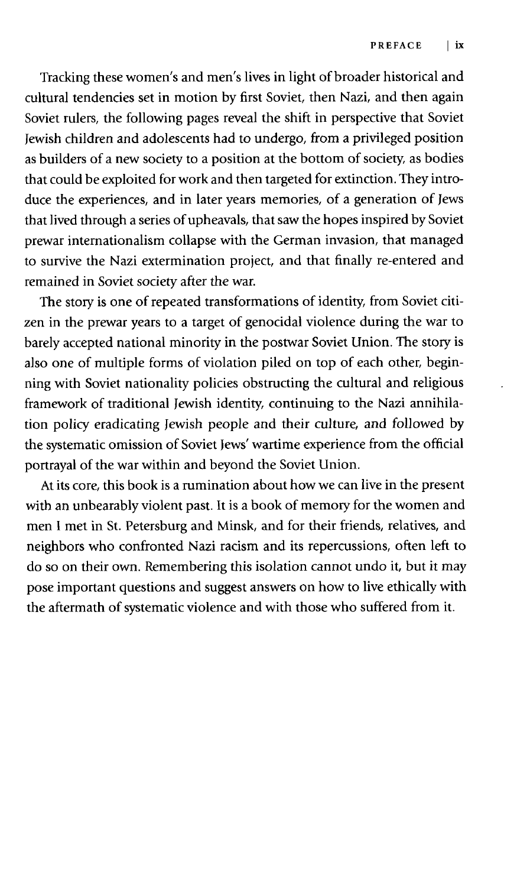Tracking these women's and men's lives in light of broader historical and cultural tendencies set in motion by first Soviet, then Nazi, and then again Soviet rulers, the following pages reveal the shift in perspective that Soviet Jewish children and adolescents had to undergo, from a privileged position as builders of a new society to a position at the bottom of society, as bodies that could be exploited for work and then targeted for extinction. They introduce the experiences, and in later years memories, of a generation of Jews that lived through a series of upheavals, that saw the hopes inspired by Soviet prewar internationalism collapse with the German invasion, that managed to survive the Nazi extermination project, and that finally re-entered and remained in Soviet society after the war.

The story is one of repeated transformations of identity, from Soviet citizen in the prewar years to a target of genocidal violence during the war to barely accepted national minority in the postwar Soviet Union. The story is also one of multiple forms of violation piled on top of each other, beginning with Soviet nationality policies obstructing the cultural and religious framework of traditional Jewish identity, continuing to the Nazi annihilation policy eradicating Jewish people and their culture, and followed by the systematic omission of Soviet Jews' wartime experience from the official portrayal of the war within and beyond the Soviet Union.

At its core, this book is a rumination about how we can live in the present with an unbearably violent past. It is a book of memory for the women and men I met in St. Petersburg and Minsk, and for their friends, relatives, and neighbors who confronted Nazi racism and its repercussions, often left to do so on their own. Remembering this isolation cannot undo it, but it may pose important questions and suggest answers on how to live ethically with the aftermath of systematic violence and with those who suffered from it.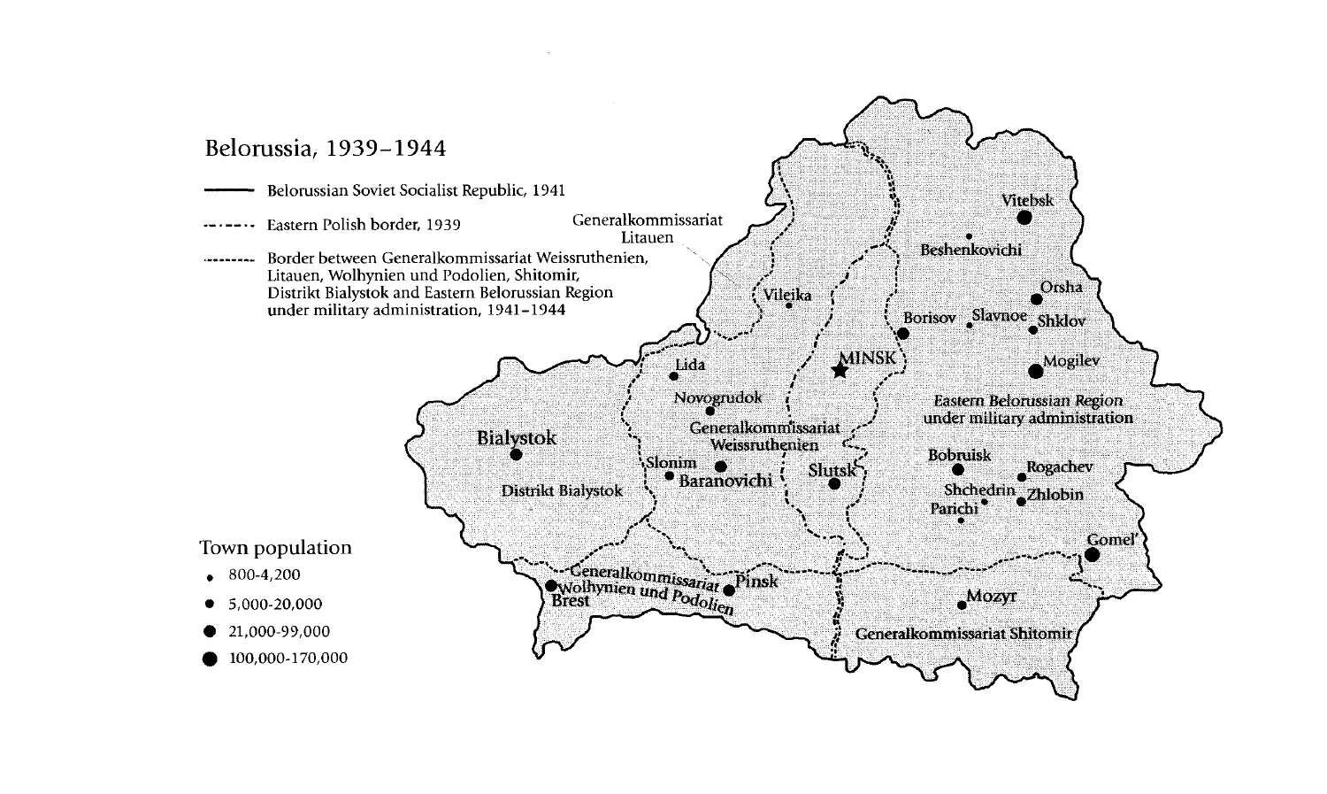# Belorussia, 1939–1944

- ——— Belorussian Soviet Socialist Republic, 1941
- -·-·-·- Eastern Polish border, 1939
- ········ Border between Generalkommissariat Weissruthenien, Litauen, Wolhynien und Podolien, Shitomir, Distrikt Bialystok and Eastern Belorussian Region under military administration, 1941–1944

Generalkommissariat Litauen

Vitebsk

Beshenkovichi

Vileika

Orsha

Borisov

Slavnoe

Shklov

MINSK

Mogilev

Lida

Novogrudok

Eastern Belorussian Region under military administration

Generalkommissariat Weissruthenien

Bialystok

Bobruisk

Slonim

Baranovichi

Slutsk

Rogachev

Distrikt Bialystok

Shchedrin

Zhlobin

Parichi

Gomel'

Generalkommissariat Wolhynien und Podolien

Pinsk

Brest

Mozyr

Generalkommissariat Shitomir

## Town population

- 800-4,200
- 5,000-20,000
- 21,000-99,000
- 100,000-170,000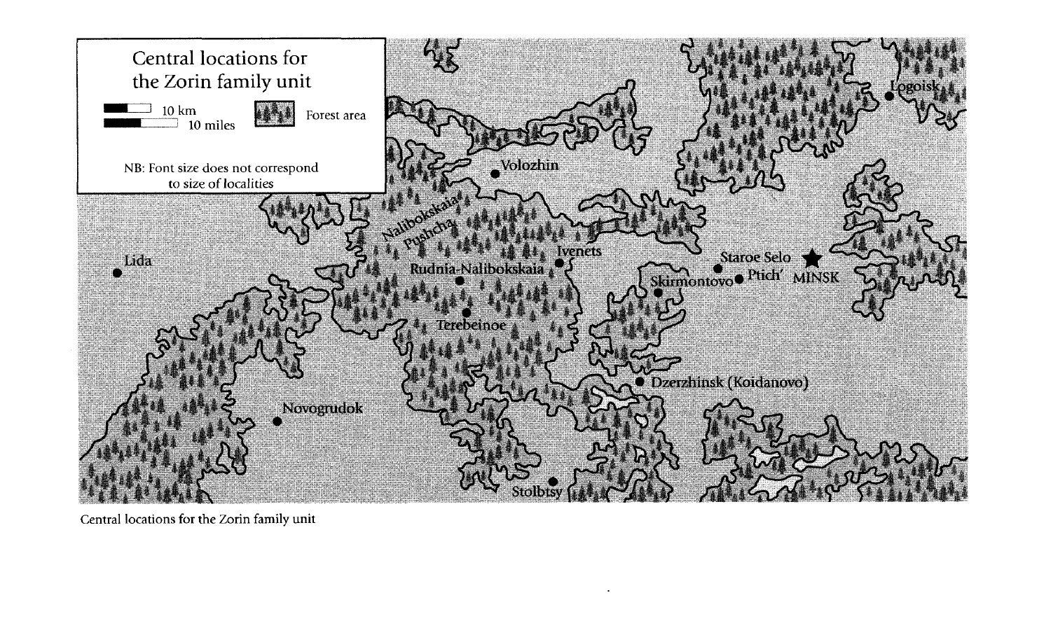Central locations for the Zorin family unit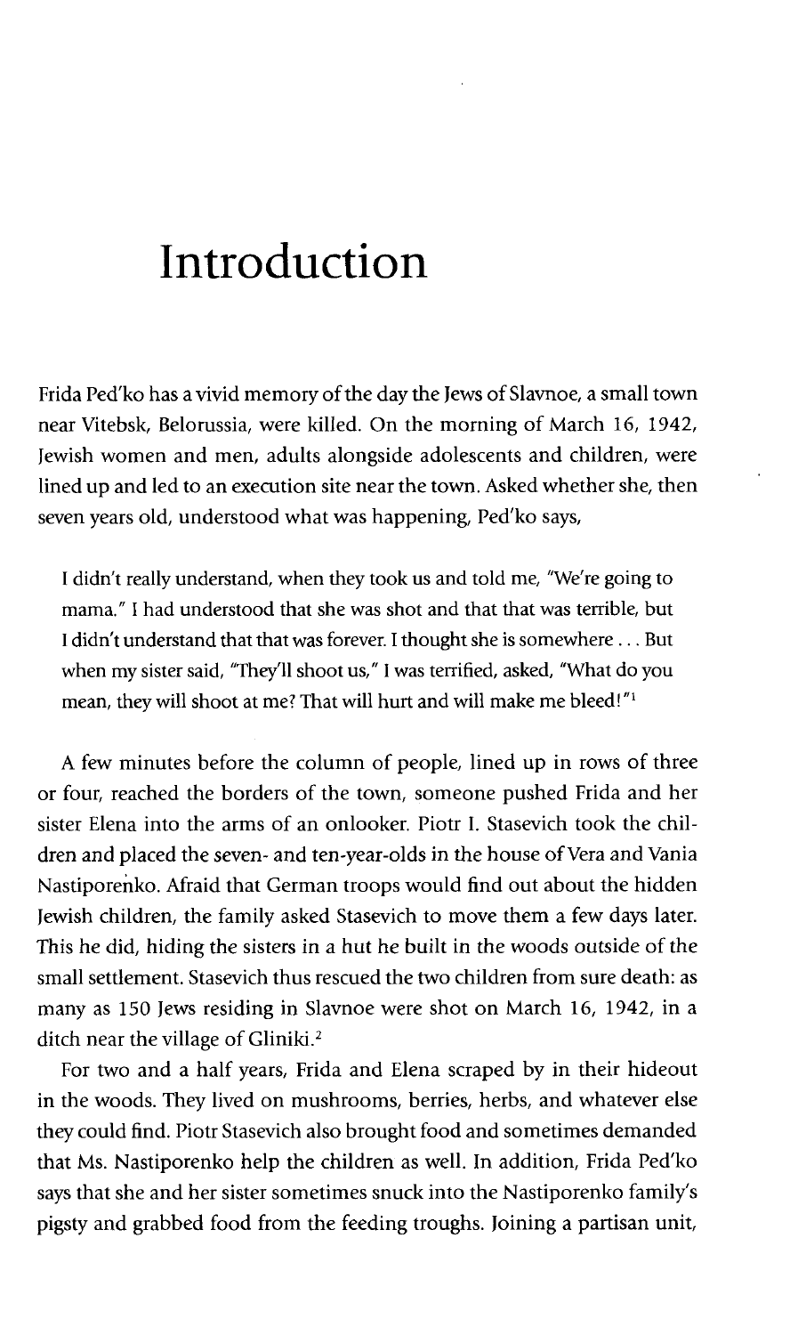# Introduction

Frida Ped'ko has a vivid memory of the day the Jews of Slavnoe, a small town near Vitebsk, Belorussia, were killed. On the morning of March 16, 1942, Jewish women and men, adults alongside adolescents and children, were lined up and led to an execution site near the town. Asked whether she, then seven years old, understood what was happening, Ped'ko says,

> I didn't really understand, when they took us and told me, "We're going to mama." I had understood that she was shot and that that was terrible, but I didn't understand that that was forever. I thought she is somewhere . . . But when my sister said, "They'll shoot us," I was terrified, asked, "What do you mean, they will shoot at me? That will hurt and will make me bleed!"[1]

A few minutes before the column of people, lined up in rows of three or four, reached the borders of the town, someone pushed Frida and her sister Elena into the arms of an onlooker. Piotr I. Stasevich took the children and placed the seven- and ten-year-olds in the house of Vera and Vania Nastiporeňko. Afraid that German troops would find out about the hidden Jewish children, the family asked Stasevich to move them a few days later. This he did, hiding the sisters in a hut he built in the woods outside of the small settlement. Stasevich thus rescued the two children from sure death: as many as 150 Jews residing in Slavnoe were shot on March 16, 1942, in a ditch near the village of Gliniki.[2]

For two and a half years, Frida and Elena scraped by in their hideout in the woods. They lived on mushrooms, berries, herbs, and whatever else they could find. Piotr Stasevich also brought food and sometimes demanded that Ms. Nastiporenko help the children as well. In addition, Frida Ped'ko says that she and her sister sometimes snuck into the Nastiporenko family's pigsty and grabbed food from the feeding troughs. Joining a partisan unit,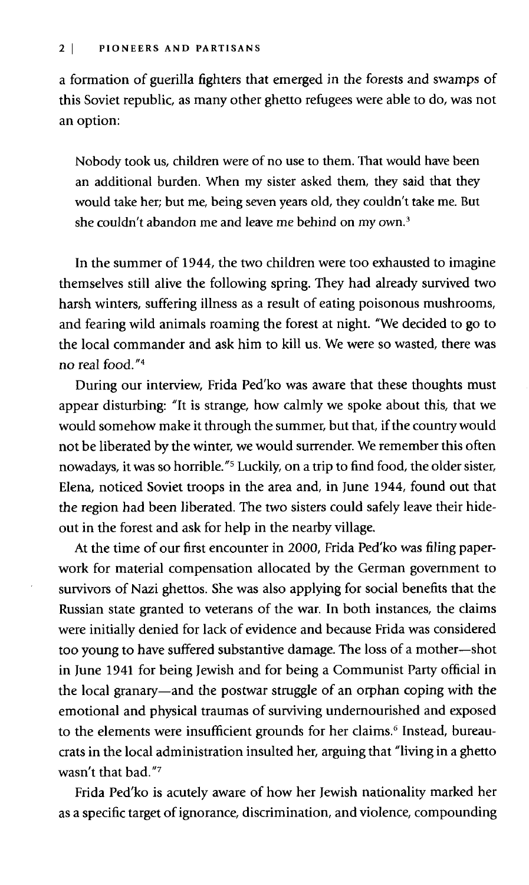a formation of guerilla fighters that emerged in the forests and swamps of this Soviet republic, as many other ghetto refugees were able to do, was not an option:

> Nobody took us, children were of no use to them. That would have been an additional burden. When my sister asked them, they said that they would take her; but me, being seven years old, they couldn't take me. But she couldn't abandon me and leave me behind on my own.[3]

In the summer of 1944, the two children were too exhausted to imagine themselves still alive the following spring. They had already survived two harsh winters, suffering illness as a result of eating poisonous mushrooms, and fearing wild animals roaming the forest at night. "We decided to go to the local commander and ask him to kill us. We were so wasted, there was no real food."[4]

During our interview, Frida Ped'ko was aware that these thoughts must appear disturbing: "It is strange, how calmly we spoke about this, that we would somehow make it through the summer, but that, if the country would not be liberated by the winter, we would surrender. We remember this often nowadays, it was so horrible."[5] Luckily, on a trip to find food, the older sister, Elena, noticed Soviet troops in the area and, in June 1944, found out that the region had been liberated. The two sisters could safely leave their hideout in the forest and ask for help in the nearby village.

At the time of our first encounter in 2000, Frida Ped'ko was filing paperwork for material compensation allocated by the German government to survivors of Nazi ghettos. She was also applying for social benefits that the Russian state granted to veterans of the war. In both instances, the claims were initially denied for lack of evidence and because Frida was considered too young to have suffered substantive damage. The loss of a mother—shot in June 1941 for being Jewish and for being a Communist Party official in the local granary—and the postwar struggle of an orphan coping with the emotional and physical traumas of surviving undernourished and exposed to the elements were insufficient grounds for her claims.[6] Instead, bureaucrats in the local administration insulted her, arguing that "living in a ghetto wasn't that bad."[7]

Frida Ped'ko is acutely aware of how her Jewish nationality marked her as a specific target of ignorance, discrimination, and violence, compounding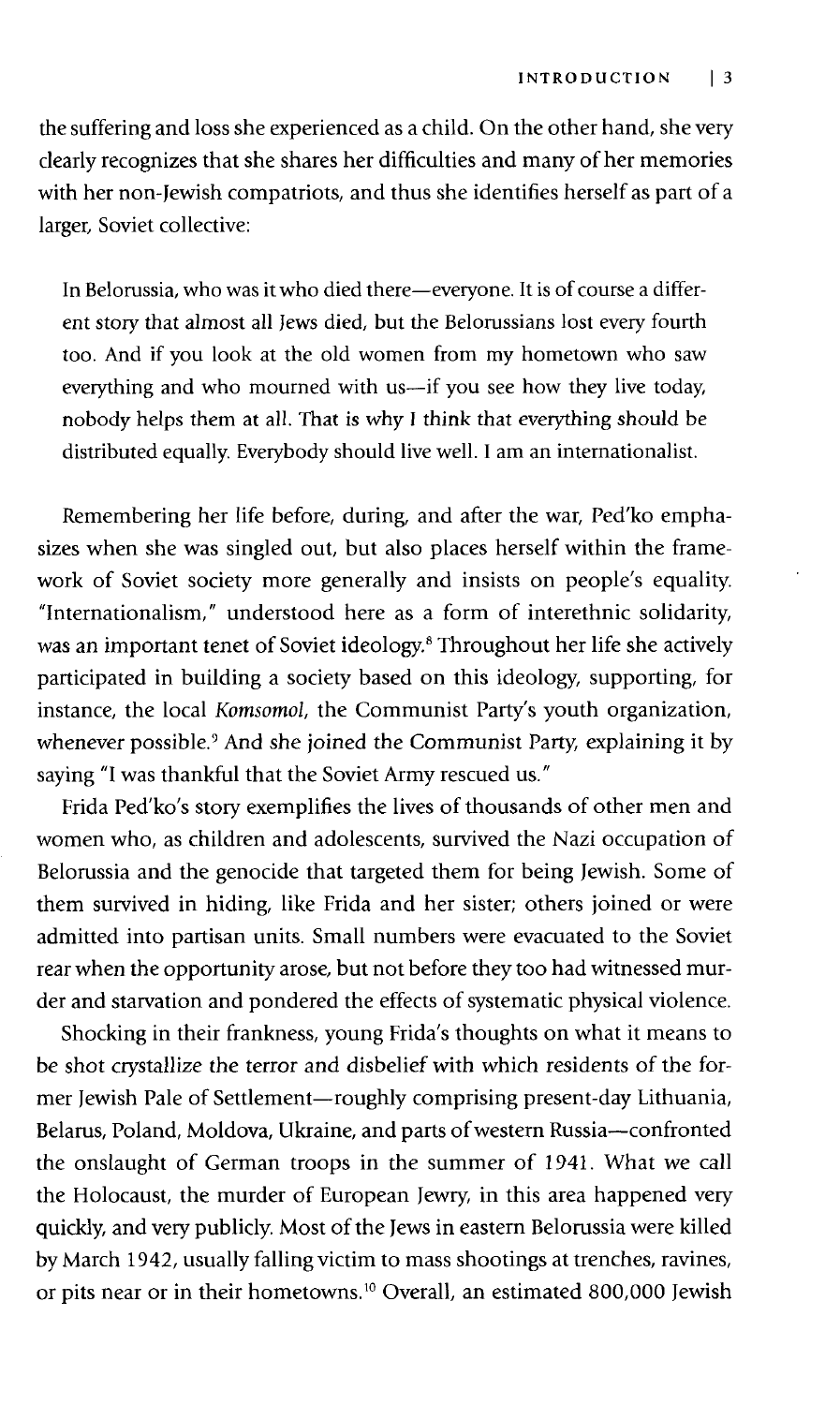the suffering and loss she experienced as a child. On the other hand, she very clearly recognizes that she shares her difficulties and many of her memories with her non-Jewish compatriots, and thus she identifies herself as part of a larger, Soviet collective:

> In Belorussia, who was it who died there—everyone. It is of course a different story that almost all Jews died, but the Belorussians lost every fourth too. And if you look at the old women from my hometown who saw everything and who mourned with us—if you see how they live today, nobody helps them at all. That is why I think that everything should be distributed equally. Everybody should live well. I am an internationalist.

Remembering her life before, during, and after the war, Ped'ko emphasizes when she was singled out, but also places herself within the framework of Soviet society more generally and insists on people's equality. "Internationalism," understood here as a form of interethnic solidarity, was an important tenet of Soviet ideology.[8] Throughout her life she actively participated in building a society based on this ideology, supporting, for instance, the local *Komsomol*, the Communist Party's youth organization, whenever possible.[9] And she joined the Communist Party, explaining it by saying "I was thankful that the Soviet Army rescued us."

Frida Ped'ko's story exemplifies the lives of thousands of other men and women who, as children and adolescents, survived the Nazi occupation of Belorussia and the genocide that targeted them for being Jewish. Some of them survived in hiding, like Frida and her sister; others joined or were admitted into partisan units. Small numbers were evacuated to the Soviet rear when the opportunity arose, but not before they too had witnessed murder and starvation and pondered the effects of systematic physical violence.

Shocking in their frankness, young Frida's thoughts on what it means to be shot crystallize the terror and disbelief with which residents of the former Jewish Pale of Settlement—roughly comprising present-day Lithuania, Belarus, Poland, Moldova, Ukraine, and parts of western Russia—confronted the onslaught of German troops in the summer of 1941. What we call the Holocaust, the murder of European Jewry, in this area happened very quickly, and very publicly. Most of the Jews in eastern Belorussia were killed by March 1942, usually falling victim to mass shootings at trenches, ravines, or pits near or in their hometowns.[10] Overall, an estimated 800,000 Jewish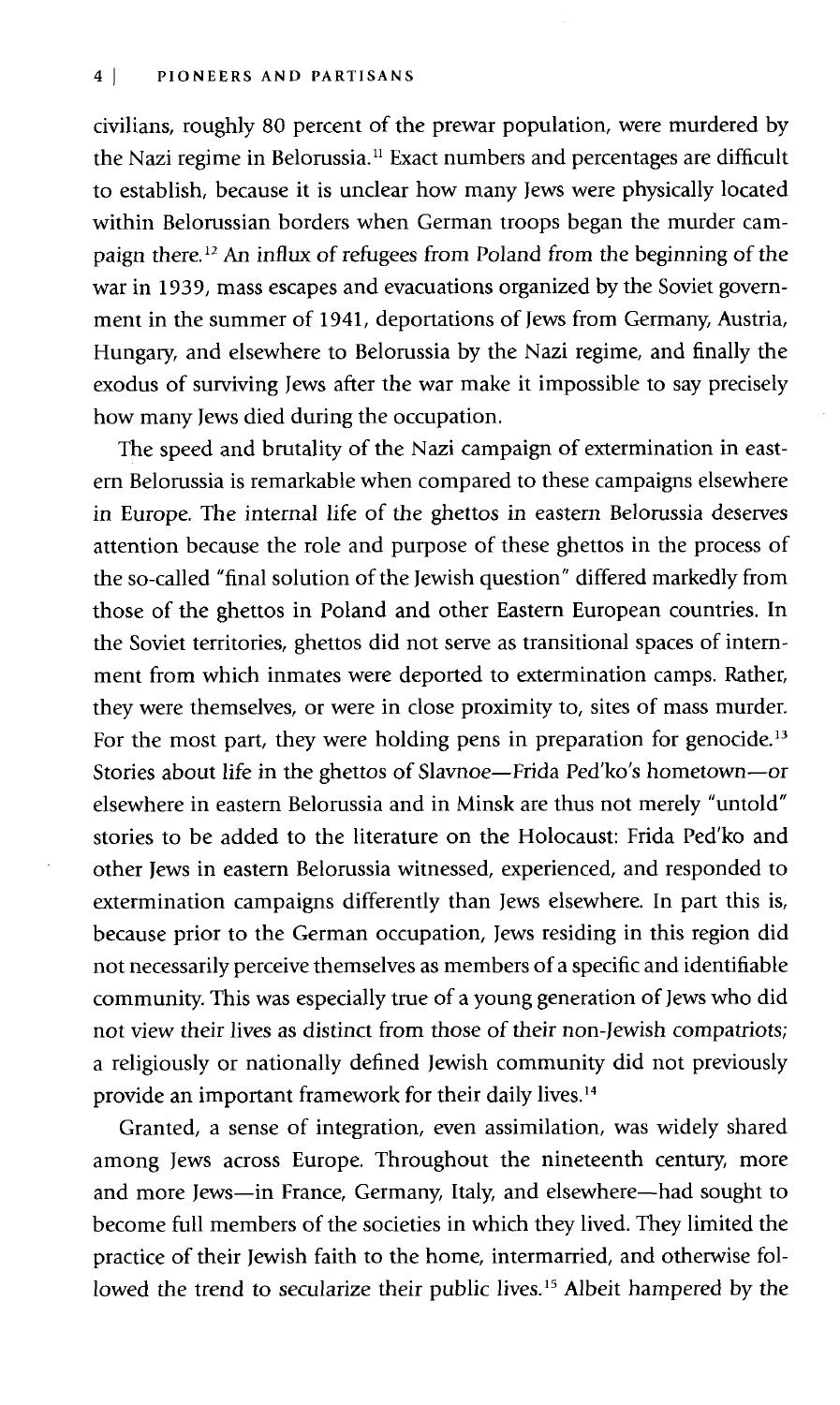civilians, roughly 80 percent of the prewar population, were murdered by the Nazi regime in Belorussia.[11] Exact numbers and percentages are difficult to establish, because it is unclear how many Jews were physically located within Belorussian borders when German troops began the murder campaign there.[12] An influx of refugees from Poland from the beginning of the war in 1939, mass escapes and evacuations organized by the Soviet government in the summer of 1941, deportations of Jews from Germany, Austria, Hungary, and elsewhere to Belorussia by the Nazi regime, and finally the exodus of surviving Jews after the war make it impossible to say precisely how many Jews died during the occupation.

The speed and brutality of the Nazi campaign of extermination in eastern Belorussia is remarkable when compared to these campaigns elsewhere in Europe. The internal life of the ghettos in eastern Belorussia deserves attention because the role and purpose of these ghettos in the process of the so-called "final solution of the Jewish question" differed markedly from those of the ghettos in Poland and other Eastern European countries. In the Soviet territories, ghettos did not serve as transitional spaces of internment from which inmates were deported to extermination camps. Rather, they were themselves, or were in close proximity to, sites of mass murder. For the most part, they were holding pens in preparation for genocide.[13] Stories about life in the ghettos of Slavnoe—Frida Ped'ko's hometown—or elsewhere in eastern Belorussia and in Minsk are thus not merely "untold" stories to be added to the literature on the Holocaust: Frida Ped'ko and other Jews in eastern Belorussia witnessed, experienced, and responded to extermination campaigns differently than Jews elsewhere. In part this is, because prior to the German occupation, Jews residing in this region did not necessarily perceive themselves as members of a specific and identifiable community. This was especially true of a young generation of Jews who did not view their lives as distinct from those of their non-Jewish compatriots; a religiously or nationally defined Jewish community did not previously provide an important framework for their daily lives.[14]

Granted, a sense of integration, even assimilation, was widely shared among Jews across Europe. Throughout the nineteenth century, more and more Jews—in France, Germany, Italy, and elsewhere—had sought to become full members of the societies in which they lived. They limited the practice of their Jewish faith to the home, intermarried, and otherwise followed the trend to secularize their public lives.[15] Albeit hampered by the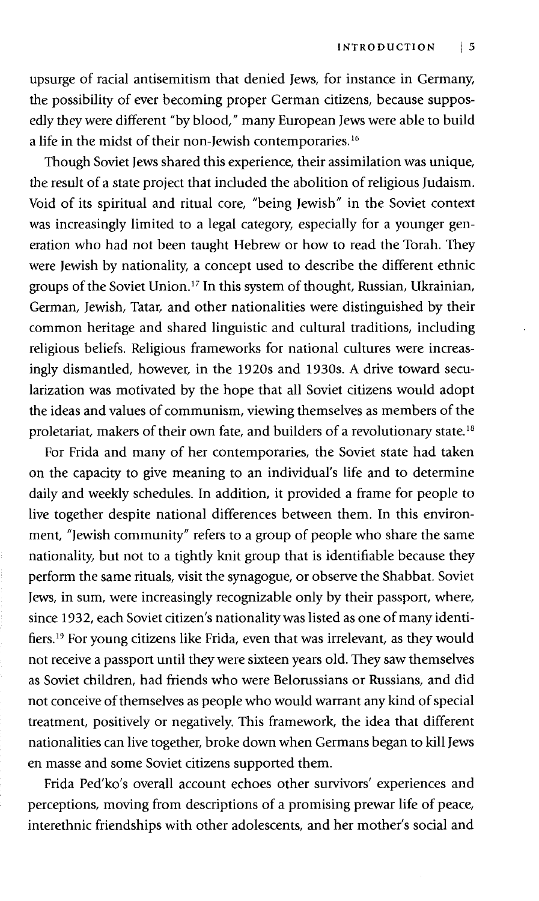upsurge of racial antisemitism that denied Jews, for instance in Germany, the possibility of ever becoming proper German citizens, because supposedly they were different "by blood," many European Jews were able to build a life in the midst of their non-Jewish contemporaries.[16]

Though Soviet Jews shared this experience, their assimilation was unique, the result of a state project that included the abolition of religious Judaism. Void of its spiritual and ritual core, "being Jewish" in the Soviet context was increasingly limited to a legal category, especially for a younger generation who had not been taught Hebrew or how to read the Torah. They were Jewish by nationality, a concept used to describe the different ethnic groups of the Soviet Union.[17] In this system of thought, Russian, Ukrainian, German, Jewish, Tatar, and other nationalities were distinguished by their common heritage and shared linguistic and cultural traditions, including religious beliefs. Religious frameworks for national cultures were increasingly dismantled, however, in the 1920s and 1930s. A drive toward secularization was motivated by the hope that all Soviet citizens would adopt the ideas and values of communism, viewing themselves as members of the proletariat, makers of their own fate, and builders of a revolutionary state.[18]

For Frida and many of her contemporaries, the Soviet state had taken on the capacity to give meaning to an individual's life and to determine daily and weekly schedules. In addition, it provided a frame for people to live together despite national differences between them. In this environment, "Jewish community" refers to a group of people who share the same nationality, but not to a tightly knit group that is identifiable because they perform the same rituals, visit the synagogue, or observe the Shabbat. Soviet Jews, in sum, were increasingly recognizable only by their passport, where, since 1932, each Soviet citizen's nationality was listed as one of many identifiers.[19] For young citizens like Frida, even that was irrelevant, as they would not receive a passport until they were sixteen years old. They saw themselves as Soviet children, had friends who were Belorussians or Russians, and did not conceive of themselves as people who would warrant any kind of special treatment, positively or negatively. This framework, the idea that different nationalities can live together, broke down when Germans began to kill Jews en masse and some Soviet citizens supported them.

Frida Ped'ko's overall account echoes other survivors' experiences and perceptions, moving from descriptions of a promising prewar life of peace, interethnic friendships with other adolescents, and her mother's social and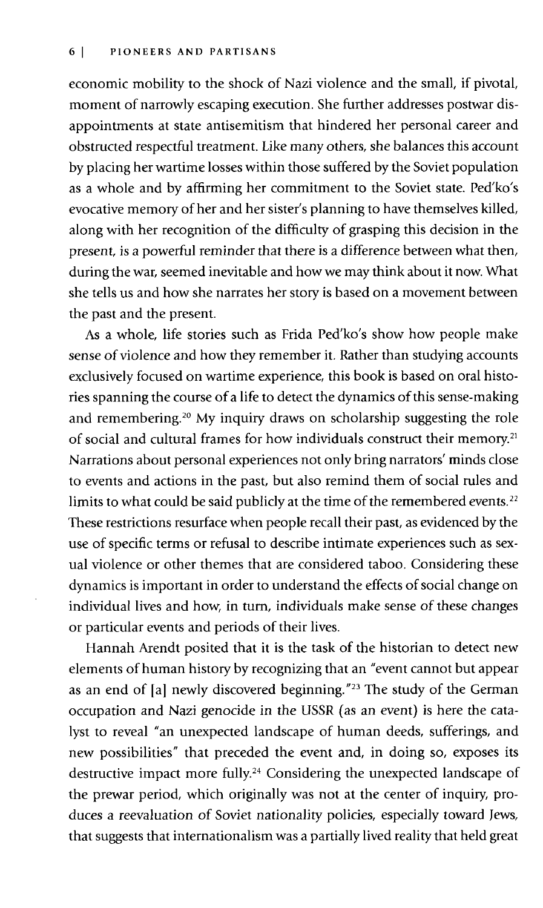economic mobility to the shock of Nazi violence and the small, if pivotal, moment of narrowly escaping execution. She further addresses postwar disappointments at state antisemitism that hindered her personal career and obstructed respectful treatment. Like many others, she balances this account by placing her wartime losses within those suffered by the Soviet population as a whole and by affirming her commitment to the Soviet state. Ped'ko's evocative memory of her and her sister's planning to have themselves killed, along with her recognition of the difficulty of grasping this decision in the present, is a powerful reminder that there is a difference between what then, during the war, seemed inevitable and how we may think about it now. What she tells us and how she narrates her story is based on a movement between the past and the present.

As a whole, life stories such as Frida Ped'ko's show how people make sense of violence and how they remember it. Rather than studying accounts exclusively focused on wartime experience, this book is based on oral histories spanning the course of a life to detect the dynamics of this sense-making and remembering.[20] My inquiry draws on scholarship suggesting the role of social and cultural frames for how individuals construct their memory.[21] Narrations about personal experiences not only bring narrators' minds close to events and actions in the past, but also remind them of social rules and limits to what could be said publicly at the time of the remembered events.[22] These restrictions resurface when people recall their past, as evidenced by the use of specific terms or refusal to describe intimate experiences such as sexual violence or other themes that are considered taboo. Considering these dynamics is important in order to understand the effects of social change on individual lives and how, in turn, individuals make sense of these changes or particular events and periods of their lives.

Hannah Arendt posited that it is the task of the historian to detect new elements of human history by recognizing that an "event cannot but appear as an end of [a] newly discovered beginning."[23] The study of the German occupation and Nazi genocide in the USSR (as an event) is here the catalyst to reveal "an unexpected landscape of human deeds, sufferings, and new possibilities" that preceded the event and, in doing so, exposes its destructive impact more fully.[24] Considering the unexpected landscape of the prewar period, which originally was not at the center of inquiry, produces a reevaluation of Soviet nationality policies, especially toward Jews, that suggests that internationalism was a partially lived reality that held great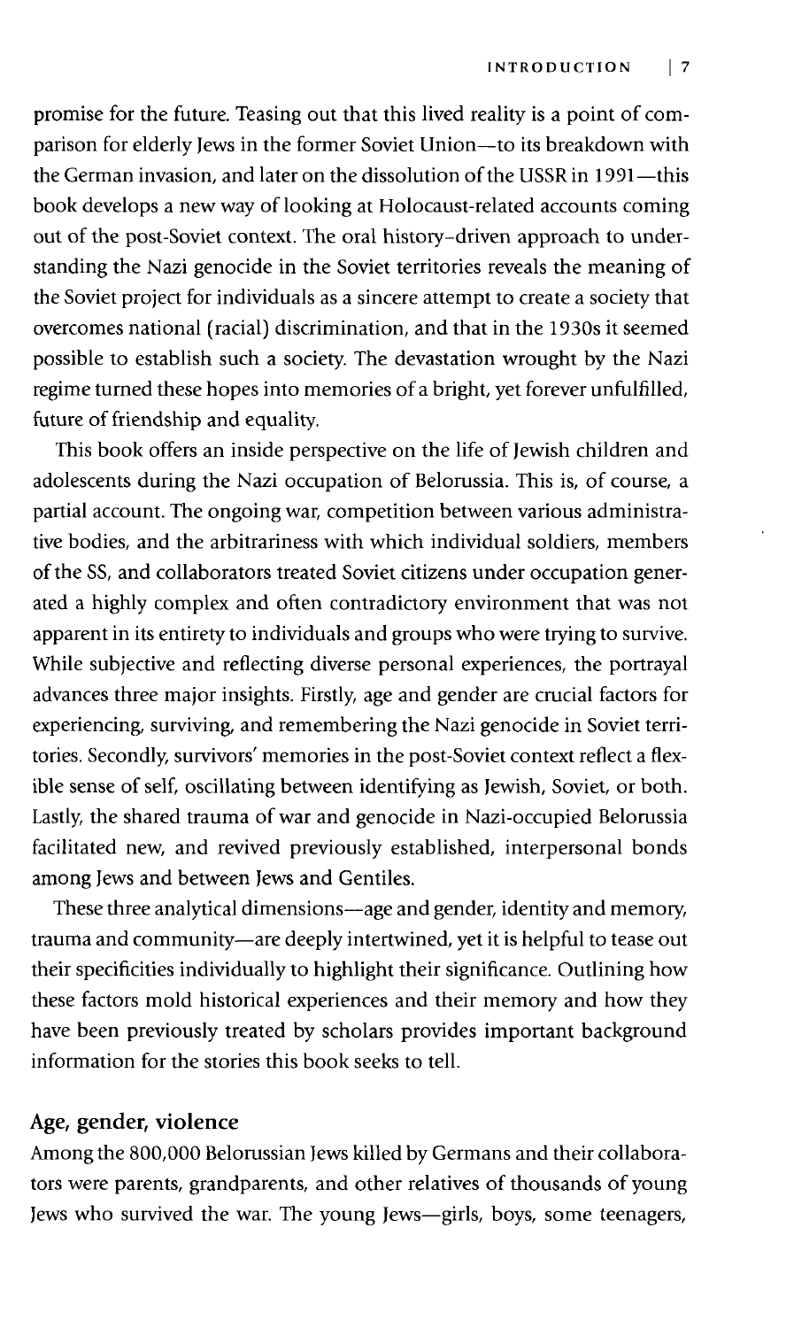promise for the future. Teasing out that this lived reality is a point of comparison for elderly Jews in the former Soviet Union—to its breakdown with the German invasion, and later on the dissolution of the USSR in 1991—this book develops a new way of looking at Holocaust-related accounts coming out of the post-Soviet context. The oral history–driven approach to understanding the Nazi genocide in the Soviet territories reveals the meaning of the Soviet project for individuals as a sincere attempt to create a society that overcomes national (racial) discrimination, and that in the 1930s it seemed possible to establish such a society. The devastation wrought by the Nazi regime turned these hopes into memories of a bright, yet forever unfulfilled, future of friendship and equality.

This book offers an inside perspective on the life of Jewish children and adolescents during the Nazi occupation of Belorussia. This is, of course, a partial account. The ongoing war, competition between various administrative bodies, and the arbitrariness with which individual soldiers, members of the SS, and collaborators treated Soviet citizens under occupation generated a highly complex and often contradictory environment that was not apparent in its entirety to individuals and groups who were trying to survive. While subjective and reflecting diverse personal experiences, the portrayal advances three major insights. Firstly, age and gender are crucial factors for experiencing, surviving, and remembering the Nazi genocide in Soviet territories. Secondly, survivors' memories in the post-Soviet context reflect a flexible sense of self, oscillating between identifying as Jewish, Soviet, or both. Lastly, the shared trauma of war and genocide in Nazi-occupied Belorussia facilitated new, and revived previously established, interpersonal bonds among Jews and between Jews and Gentiles.

These three analytical dimensions—age and gender, identity and memory, trauma and community—are deeply intertwined, yet it is helpful to tease out their specificities individually to highlight their significance. Outlining how these factors mold historical experiences and their memory and how they have been previously treated by scholars provides important background information for the stories this book seeks to tell.

## Age, gender, violence

Among the 800,000 Belorussian Jews killed by Germans and their collaborators were parents, grandparents, and other relatives of thousands of young Jews who survived the war. The young Jews—girls, boys, some teenagers,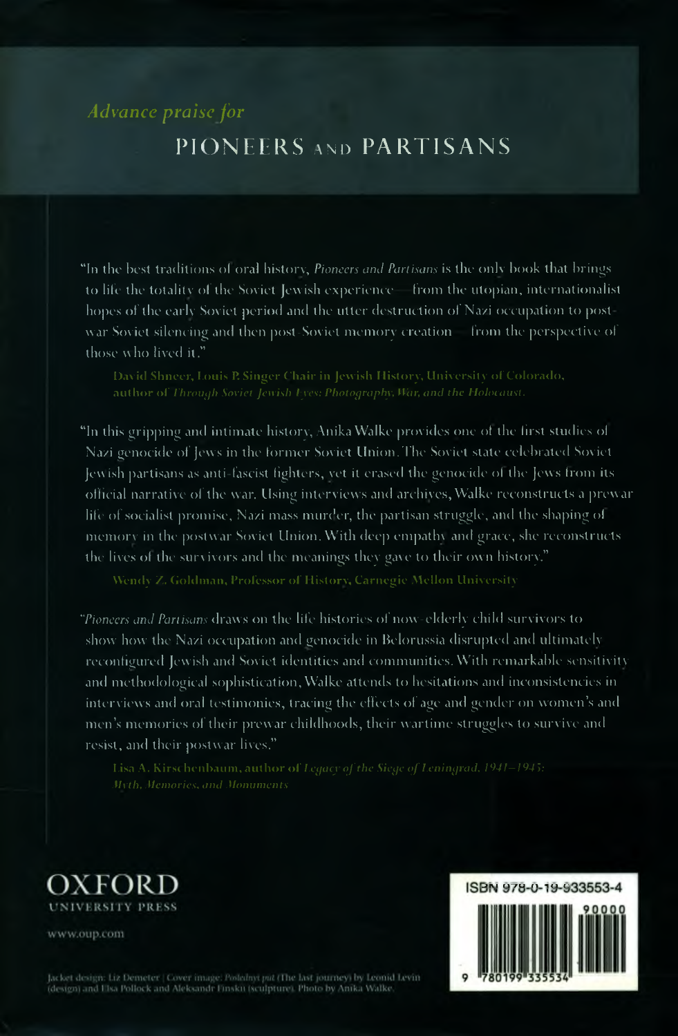*Advance praise for*

# PIONEERS AND PARTISANS

"In the best traditions of oral history, *Pioneers and Partisans* is the only book that brings to life the totality of the Soviet Jewish experience—from the utopian, internationalist hopes of the early Soviet period and the utter destruction of Nazi occupation to postwar Soviet silencing and then post-Soviet memory creation—from the perspective of those who lived it."

**David Shneer, Louis P. Singer Chair in Jewish History, University of Colorado, author of *Through Soviet Jewish Eyes: Photography, War, and the Holocaust.***

"In this gripping and intimate history, Anika Walke provides one of the first studies of Nazi genocide of Jews in the former Soviet Union. The Soviet state celebrated Soviet Jewish partisans as anti-fascist fighters, yet it erased the genocide of the Jews from its official narrative of the war. Using interviews and archives, Walke reconstructs a prewar life of socialist promise, Nazi mass murder, the partisan struggle, and the shaping of memory in the postwar Soviet Union. With deep empathy and grace, she reconstructs the lives of the survivors and the meanings they gave to their own history."

**Wendy Z. Goldman, Professor of History, Carnegie Mellon University**

"*Pioneers and Partisans* draws on the life histories of now-elderly child survivors to show how the Nazi occupation and genocide in Belorussia disrupted and ultimately reconfigured Jewish and Soviet identities and communities. With remarkable sensitivity and methodological sophistication, Walke attends to hesitations and inconsistencies in interviews and oral testimonies, tracing the effects of age and gender on women's and men's memories of their prewar childhoods, their wartime struggles to survive and resist, and their postwar lives."

**Lisa A. Kirschenbaum, author of *Legacy of the Siege of Leningrad, 1941–1945: Myth, Memories, and Monuments***

OXFORD
UNIVERSITY PRESS

www.oup.com

Jacket design: Liz Demeter | Cover image: *Poslednyi put* (The last journey) by Leonid Levin (design) and Elsa Pollock and Aleksandr Finskii (sculpture). Photo by Anika Walke.

ISBN 978-0-19-933553-4